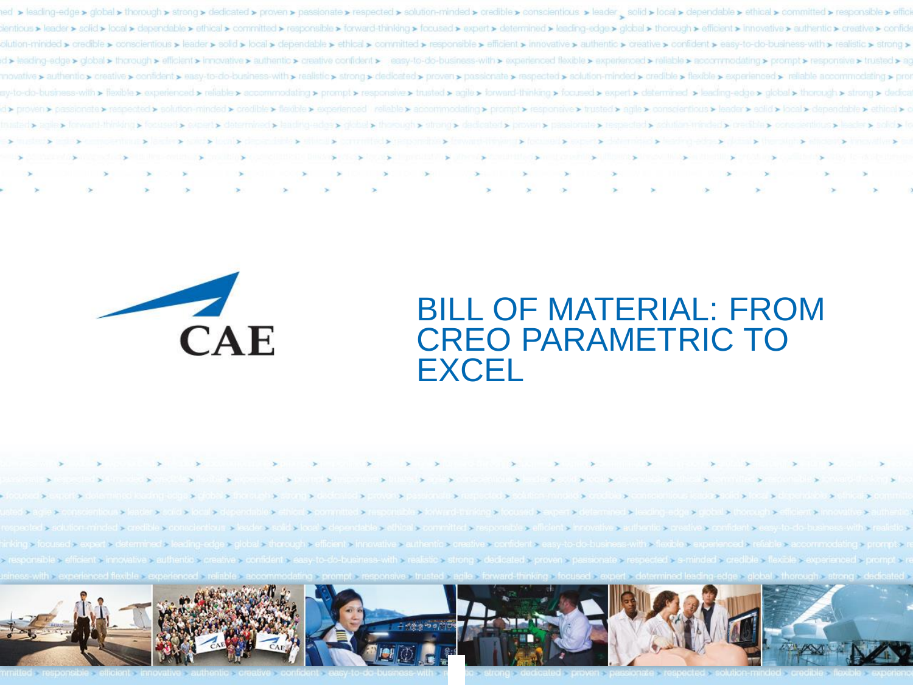CAE

# BILL OF MATERIAL: FROM CREO PARAMETRIC TO EXCEL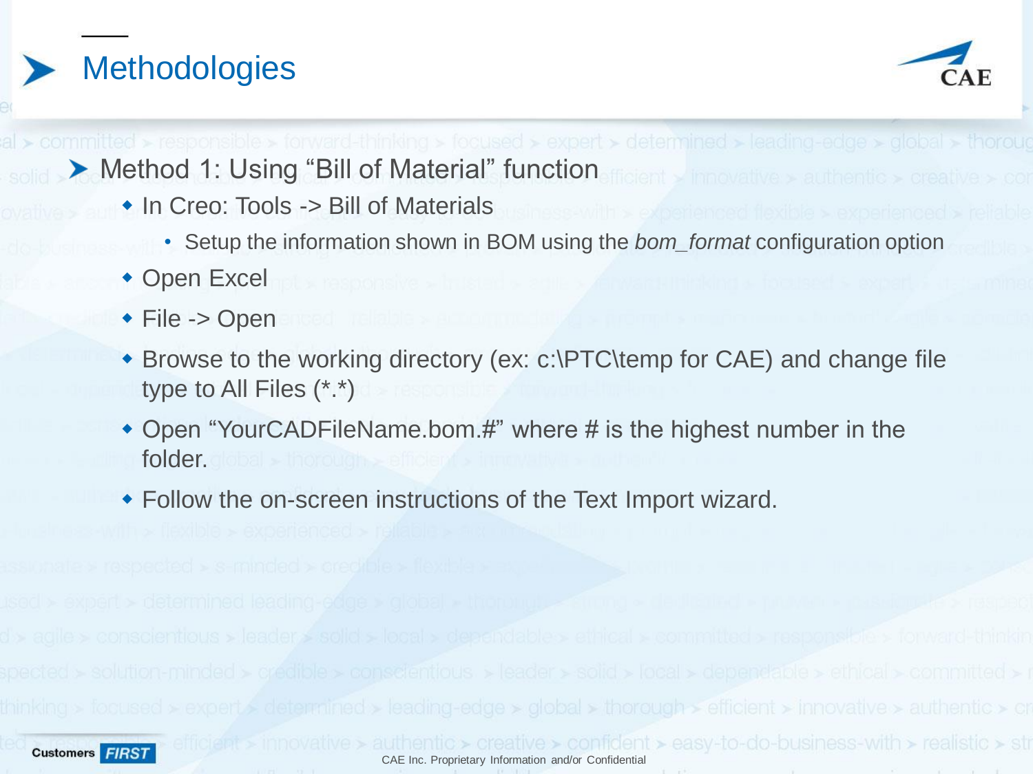# Methodologies

- **Method 1: Using "Bill of Material" function**
  - In Creo: Tools -> Bill of Materials
    - Setup the information shown in BOM using the *bom_format* configuration option
  - Open Excel
  - File -> Open
  - Browse to the working directory (ex: c:\PTC\temp for CAE) and change file type to All Files (*.*)
  - Open "YourCADFileName.bom.#" where # is the highest number in the folder.
  - Follow the on-screen instructions of the Text Import wizard.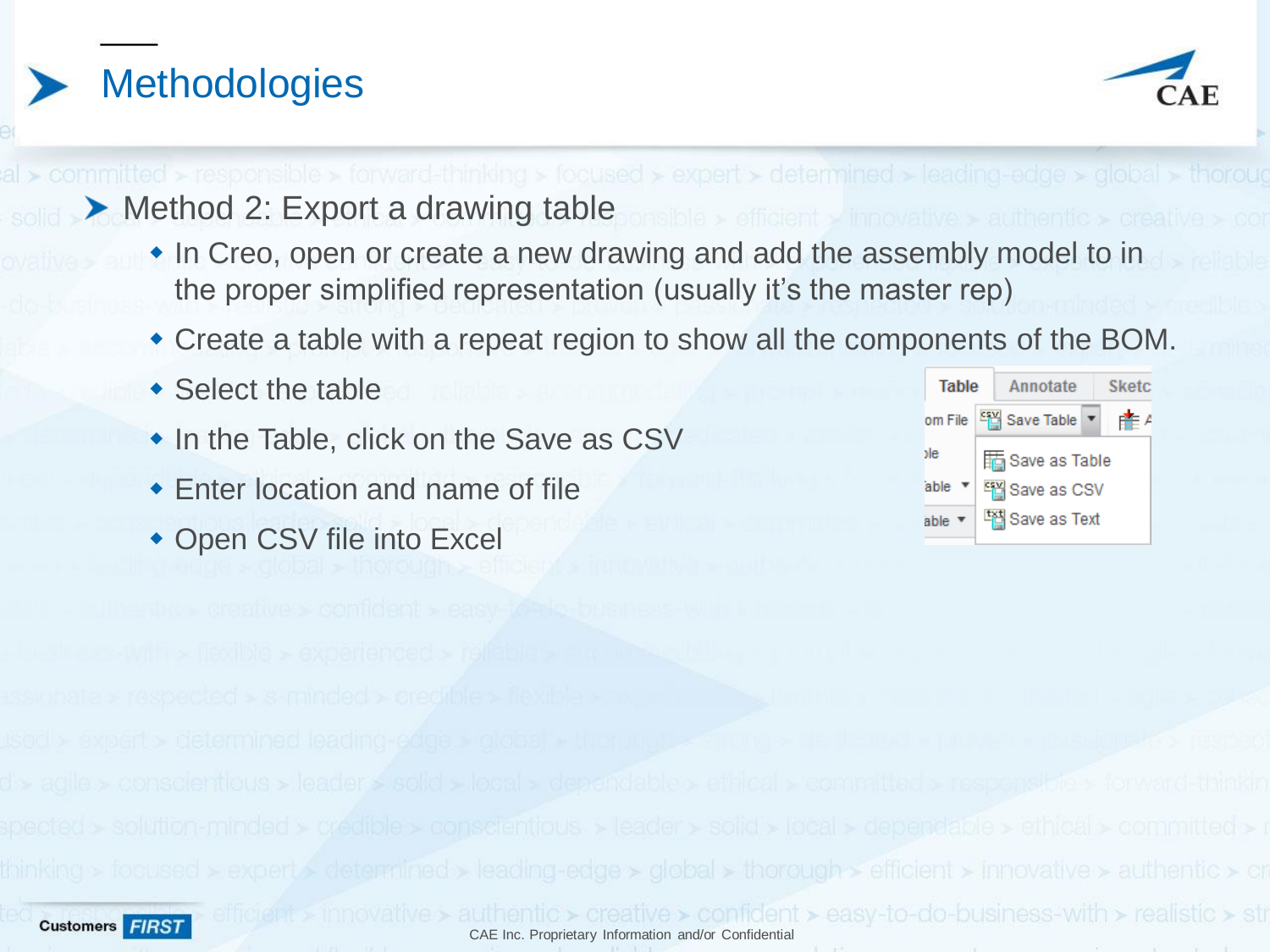# Methodologies

- Method 2: Export a drawing table
  - In Creo, open or create a new drawing and add the assembly model to in the proper simplified representation (usually it's the master rep)
  - Create a table with a repeat region to show all the components of the BOM.
  - Select the table
  - In the Table, click on the Save as CSV
  - Enter location and name of file
  - Open CSV file into Excel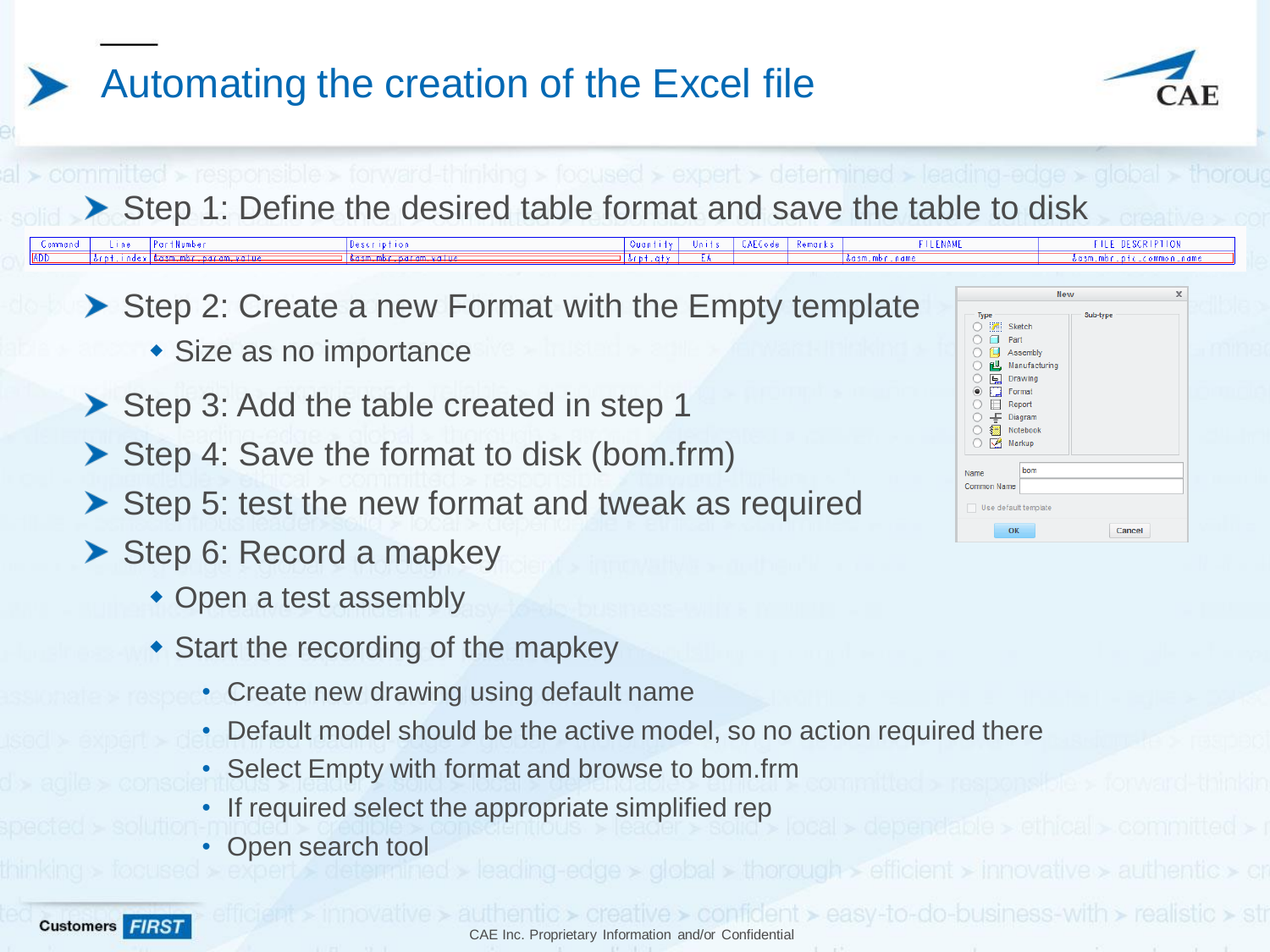# Automating the creation of the Excel file

- Step 1: Define the desired table format and save the table to disk

| Command | Line | PartNumber | Description | Quantity | Units | CAECode | Remarks | FILENAME | FILE DESCRIPTION |
|---|---|---|---|---|---|---|---|---|---|
| ADD | &rpt.index | &asm.mbr.param.value | &asm.mbr.param.value | &rpt.qty | EA | | | &asm.mbr.name | &asm.mbr.ptc_common_name |

- Step 2: Create a new Format with the Empty template
  - Size as no importance
- Step 3: Add the table created in step 1
- Step 4: Save the format to disk (bom.frm)
- Step 5: test the new format and tweak as required
- Step 6: Record a mapkey
  - Open a test assembly
  - Start the recording of the mapkey
    - Create new drawing using default name
    - Default model should be the active model, so no action required there
    - Select Empty with format and browse to bom.frm
    - If required select the appropriate simplified rep
    - Open search tool

CAE Inc. Proprietary Information and/or Confidential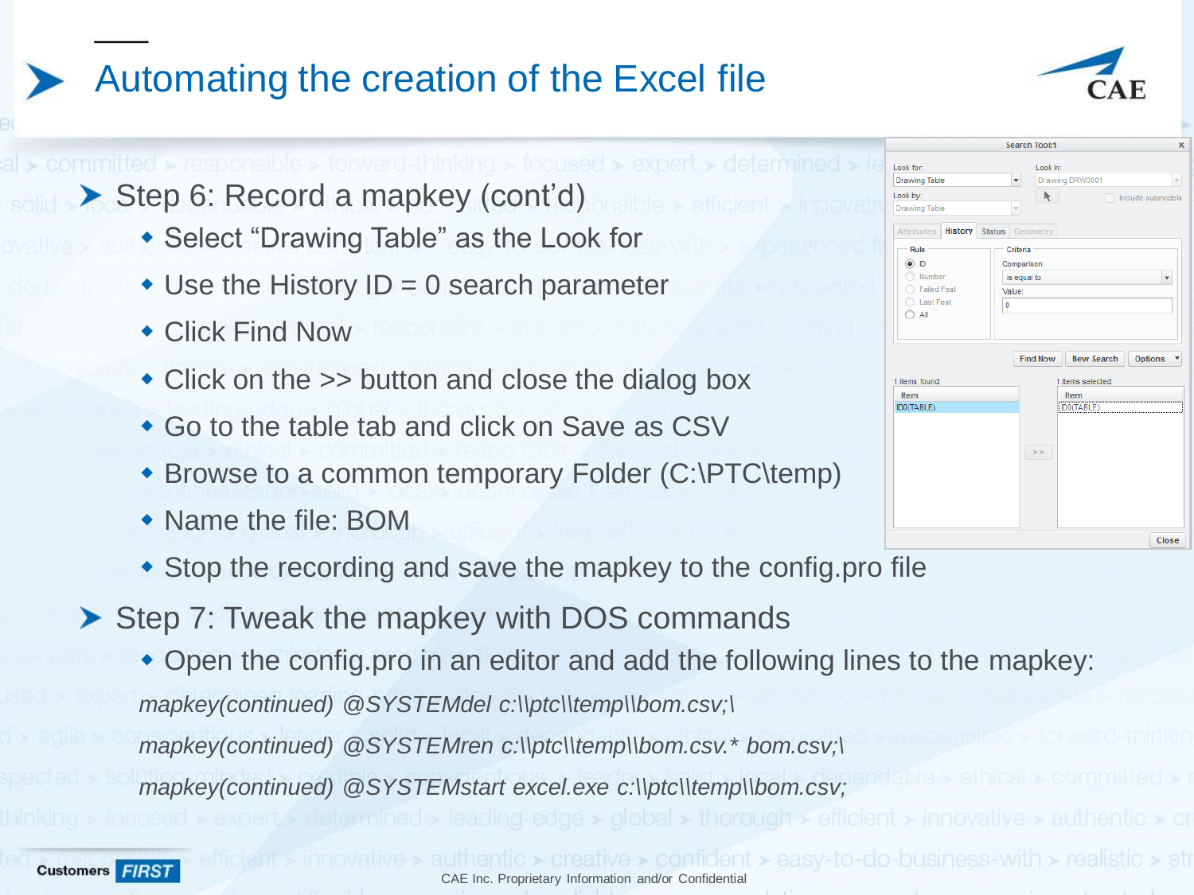# Automating the creation of the Excel file

- Step 6: Record a mapkey (cont'd)
  - Select "Drawing Table" as the Look for
  - Use the History ID = 0 search parameter
  - Click Find Now
  - Click on the >> button and close the dialog box
  - Go to the table tab and click on Save as CSV
  - Browse to a common temporary Folder (C:\PTC\temp)
  - Name the file: BOM
  - Stop the recording and save the mapkey to the config.pro file
- Step 7: Tweak the mapkey with DOS commands
  - Open the config.pro in an editor and add the following lines to the mapkey:

*mapkey(continued) @SYSTEMdel c:\\ptc\\temp\\bom.csv;\*

*mapkey(continued) @SYSTEMren c:\\ptc\\temp\\bom.csv.* bom.csv;\*

*mapkey(continued) @SYSTEMstart excel.exe c:\\ptc\\temp\\bom.csv;*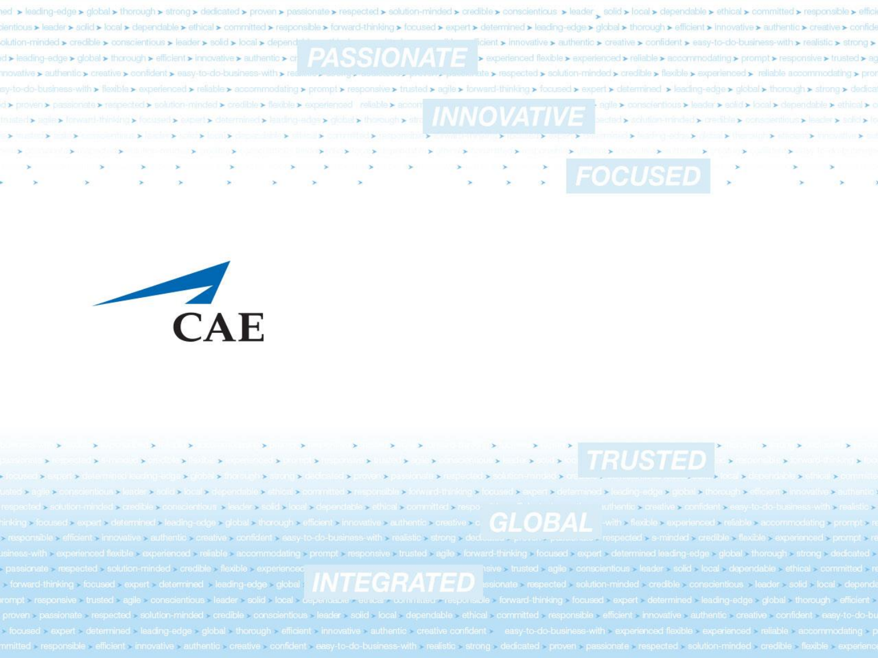PASSIONATE

INNOVATIVE

FOCUSED

CAE

TRUSTED

GLOBAL

INTEGRATED